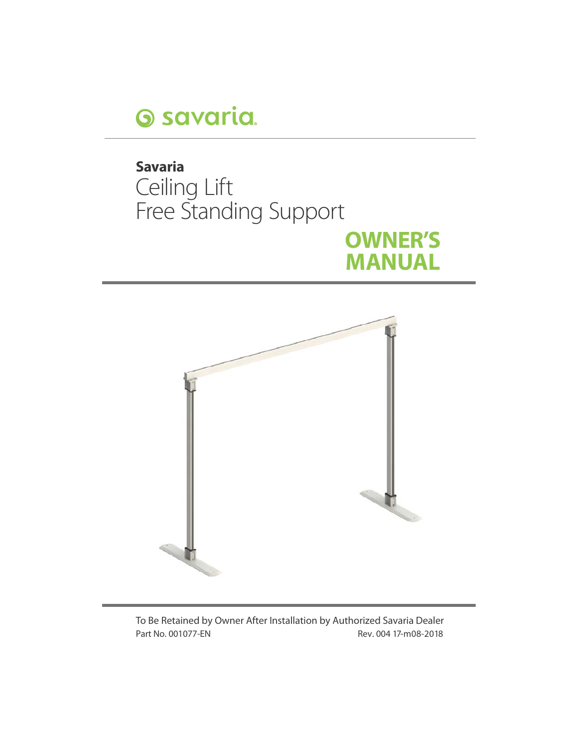savaria

**Savaria**

# Ceiling Lift
# Free Standing Support

## OWNER'S MANUAL

To Be Retained by Owner After Installation by Authorized Savaria Dealer

Part No. 001077-EN

Rev. 004 17-m08-2018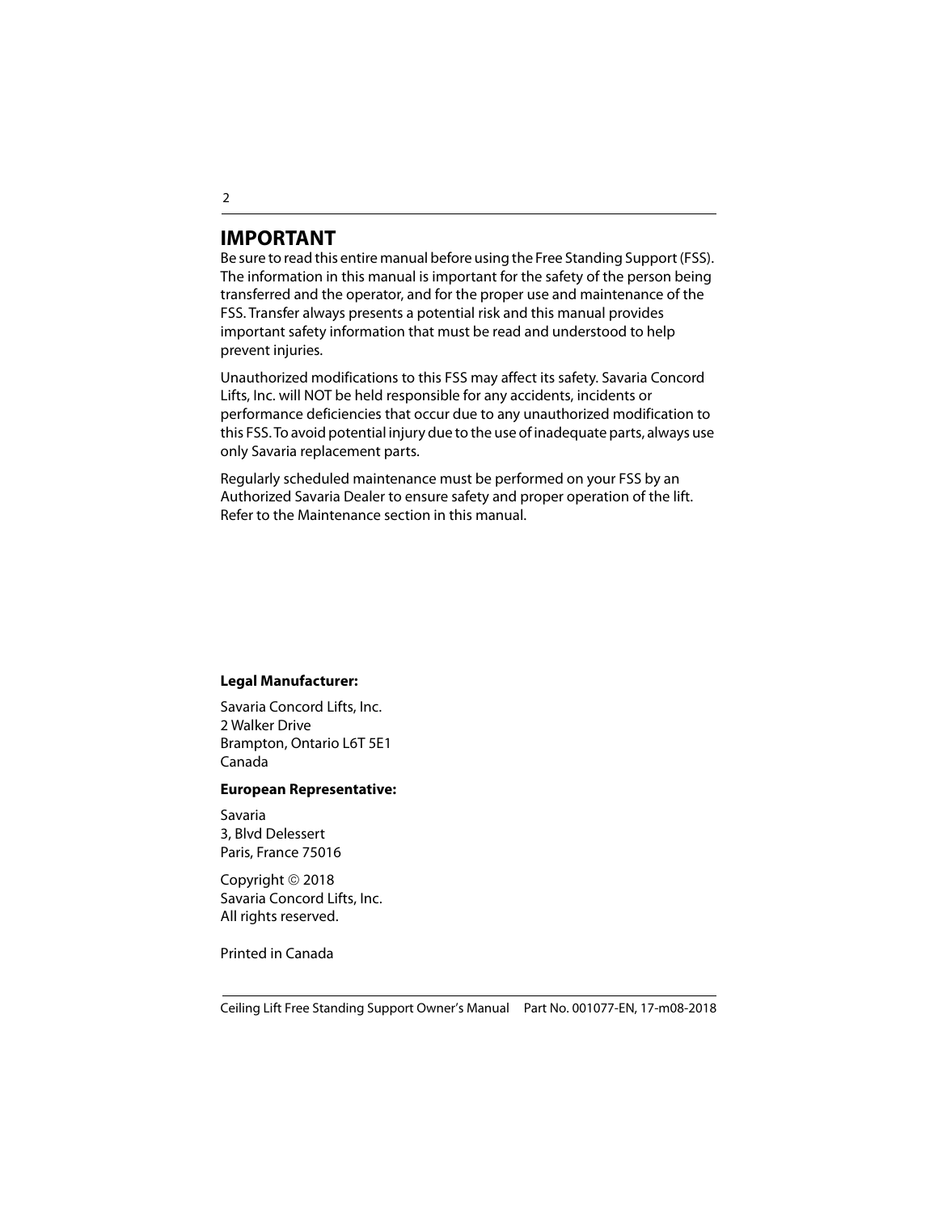## IMPORTANT

Be sure to read this entire manual before using the Free Standing Support (FSS). The information in this manual is important for the safety of the person being transferred and the operator, and for the proper use and maintenance of the FSS. Transfer always presents a potential risk and this manual provides important safety information that must be read and understood to help prevent injuries.

Unauthorized modifications to this FSS may affect its safety. Savaria Concord Lifts, Inc. will NOT be held responsible for any accidents, incidents or performance deficiencies that occur due to any unauthorized modification to this FSS. To avoid potential injury due to the use of inadequate parts, always use only Savaria replacement parts.

Regularly scheduled maintenance must be performed on your FSS by an Authorized Savaria Dealer to ensure safety and proper operation of the lift. Refer to the Maintenance section in this manual.

**Legal Manufacturer:**

Savaria Concord Lifts, Inc.
2 Walker Drive
Brampton, Ontario L6T 5E1
Canada

**European Representative:**

Savaria
3, Blvd Delessert
Paris, France 75016

Copyright © 2018
Savaria Concord Lifts, Inc.
All rights reserved.

Printed in Canada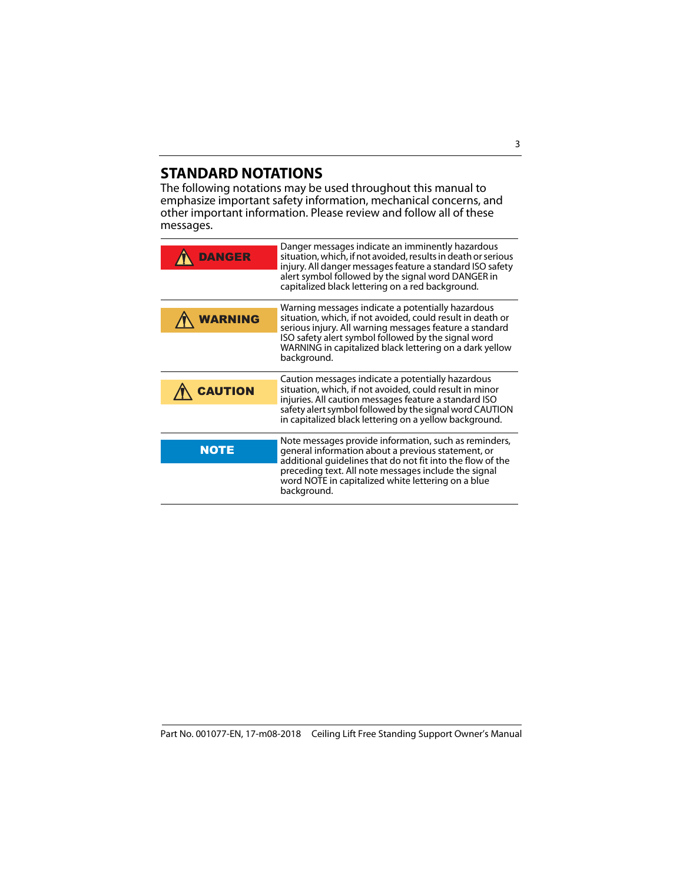## STANDARD NOTATIONS

The following notations may be used throughout this manual to emphasize important safety information, mechanical concerns, and other important information. Please review and follow all of these messages.

| | |
|---|---|
| ⚠ DANGER | Danger messages indicate an imminently hazardous situation, which, if not avoided, results in death or serious injury. All danger messages feature a standard ISO safety alert symbol followed by the signal word DANGER in capitalized black lettering on a red background. |
| ⚠ WARNING | Warning messages indicate a potentially hazardous situation, which, if not avoided, could result in death or serious injury. All warning messages feature a standard ISO safety alert symbol followed by the signal word WARNING in capitalized black lettering on a dark yellow background. |
| ⚠ CAUTION | Caution messages indicate a potentially hazardous situation, which, if not avoided, could result in minor injuries. All caution messages feature a standard ISO safety alert symbol followed by the signal word CAUTION in capitalized black lettering on a yellow background. |
| NOTE | Note messages provide information, such as reminders, general information about a previous statement, or additional guidelines that do not fit into the flow of the preceding text. All note messages include the signal word NOTE in capitalized white lettering on a blue background. |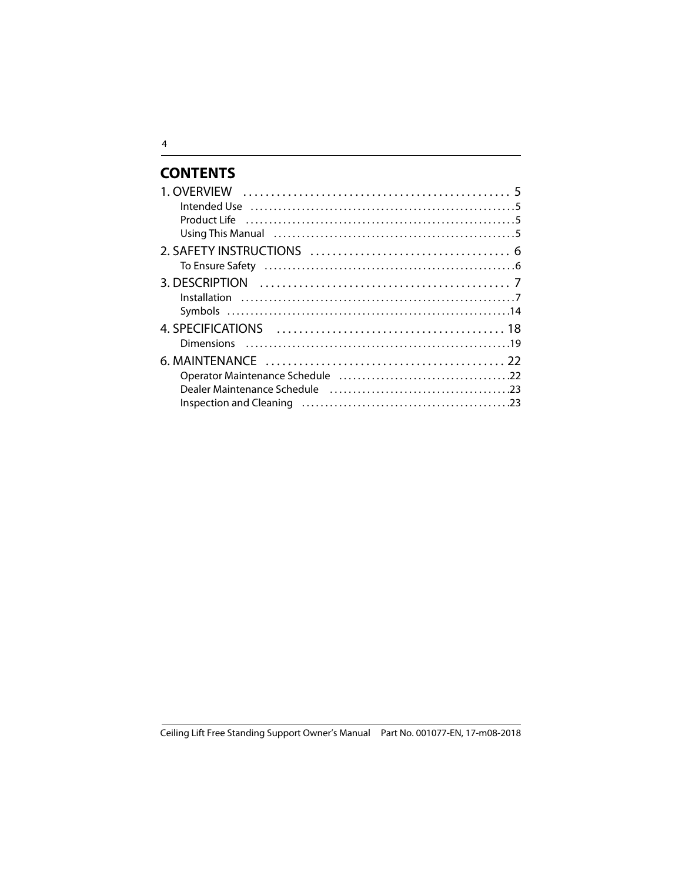## CONTENTS

1. OVERVIEW ........................................ 5
   - Intended Use ........................................ 5
   - Product Life ........................................ 5
   - Using This Manual ........................................ 5

2. SAFETY INSTRUCTIONS ........................................ 6
   - To Ensure Safety ........................................ 6

3. DESCRIPTION ........................................ 7
   - Installation ........................................ 7
   - Symbols ........................................ 14

4. SPECIFICATIONS ........................................ 18
   - Dimensions ........................................ 19

6. MAINTENANCE ........................................ 22
   - Operator Maintenance Schedule ........................................ 22
   - Dealer Maintenance Schedule ........................................ 23
   - Inspection and Cleaning ........................................ 23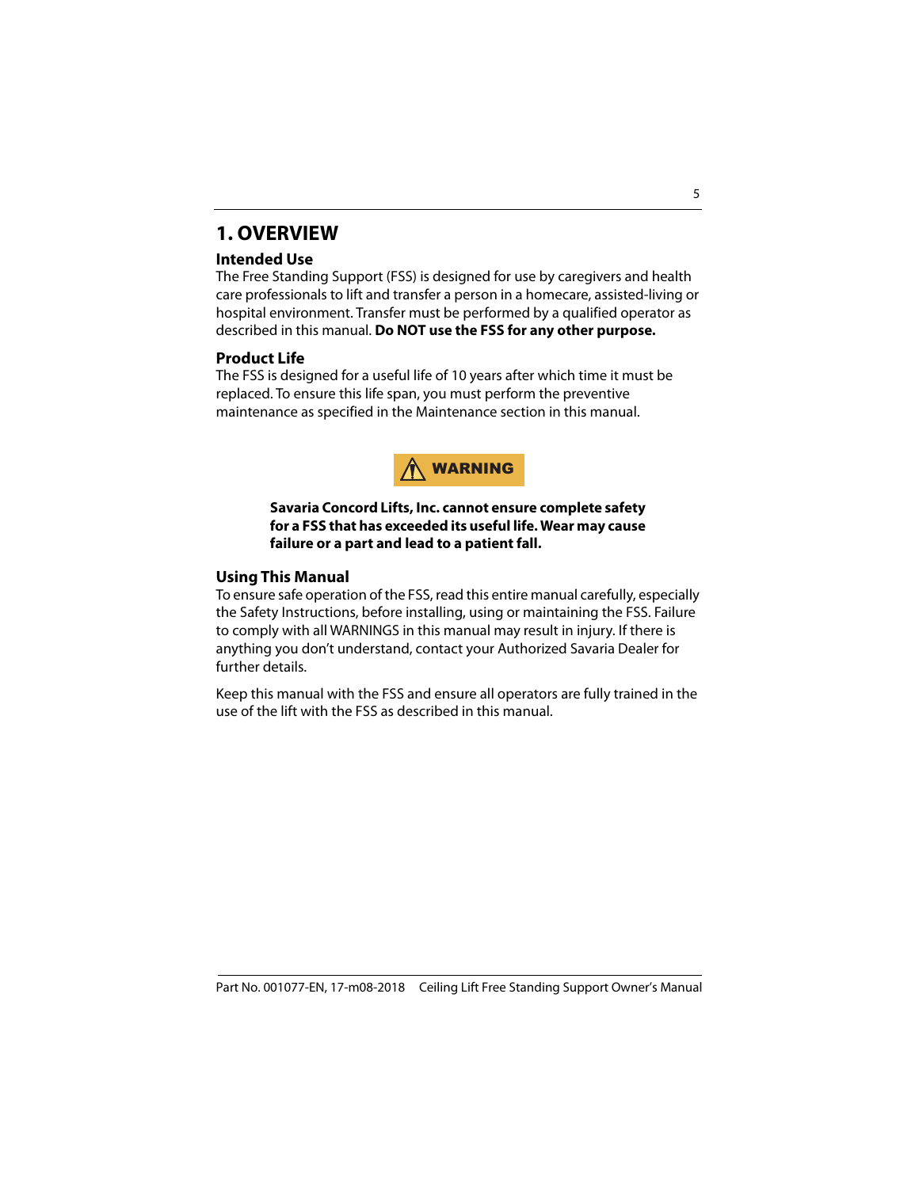# 1. OVERVIEW

## Intended Use

The Free Standing Support (FSS) is designed for use by caregivers and health care professionals to lift and transfer a person in a homecare, assisted-living or hospital environment. Transfer must be performed by a qualified operator as described in this manual. **Do NOT use the FSS for any other purpose.**

## Product Life

The FSS is designed for a useful life of 10 years after which time it must be replaced. To ensure this life span, you must perform the preventive maintenance as specified in the Maintenance section in this manual.

**WARNING**

**Savaria Concord Lifts, Inc. cannot ensure complete safety for a FSS that has exceeded its useful life. Wear may cause failure or a part and lead to a patient fall.**

## Using This Manual

To ensure safe operation of the FSS, read this entire manual carefully, especially the Safety Instructions, before installing, using or maintaining the FSS. Failure to comply with all WARNINGS in this manual may result in injury. If there is anything you don't understand, contact your Authorized Savaria Dealer for further details.

Keep this manual with the FSS and ensure all operators are fully trained in the use of the lift with the FSS as described in this manual.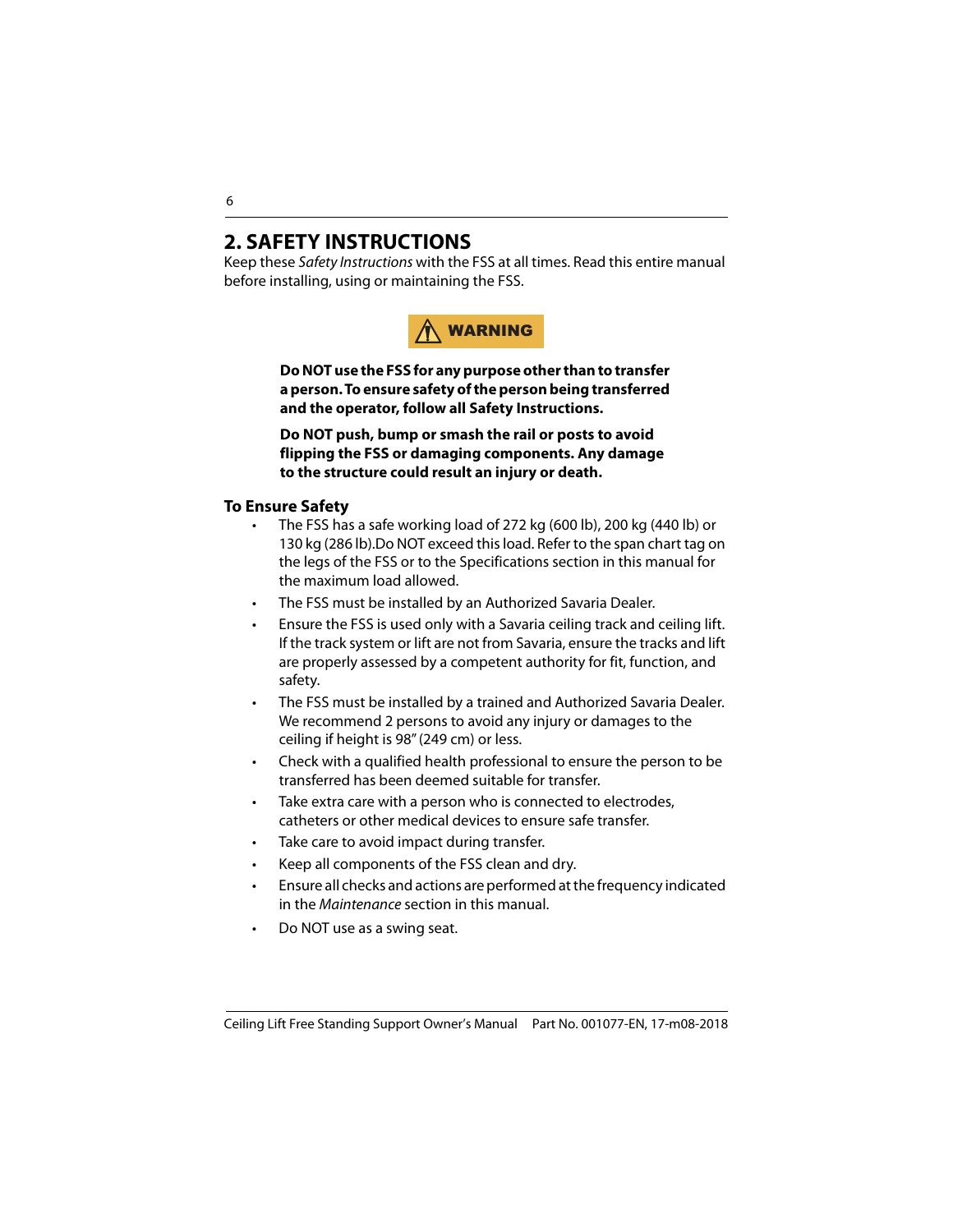## 2. SAFETY INSTRUCTIONS

Keep these *Safety Instructions* with the FSS at all times. Read this entire manual before installing, using or maintaining the FSS.

**⚠ WARNING**

**Do NOT use the FSS for any purpose other than to transfer a person. To ensure safety of the person being transferred and the operator, follow all Safety Instructions.**

**Do NOT push, bump or smash the rail or posts to avoid flipping the FSS or damaging components. Any damage to the structure could result an injury or death.**

### To Ensure Safety

- The FSS has a safe working load of 272 kg (600 lb), 200 kg (440 lb) or 130 kg (286 lb).Do NOT exceed this load. Refer to the span chart tag on the legs of the FSS or to the Specifications section in this manual for the maximum load allowed.
- The FSS must be installed by an Authorized Savaria Dealer.
- Ensure the FSS is used only with a Savaria ceiling track and ceiling lift. If the track system or lift are not from Savaria, ensure the tracks and lift are properly assessed by a competent authority for fit, function, and safety.
- The FSS must be installed by a trained and Authorized Savaria Dealer. We recommend 2 persons to avoid any injury or damages to the ceiling if height is 98" (249 cm) or less.
- Check with a qualified health professional to ensure the person to be transferred has been deemed suitable for transfer.
- Take extra care with a person who is connected to electrodes, catheters or other medical devices to ensure safe transfer.
- Take care to avoid impact during transfer.
- Keep all components of the FSS clean and dry.
- Ensure all checks and actions are performed at the frequency indicated in the *Maintenance* section in this manual.
- Do NOT use as a swing seat.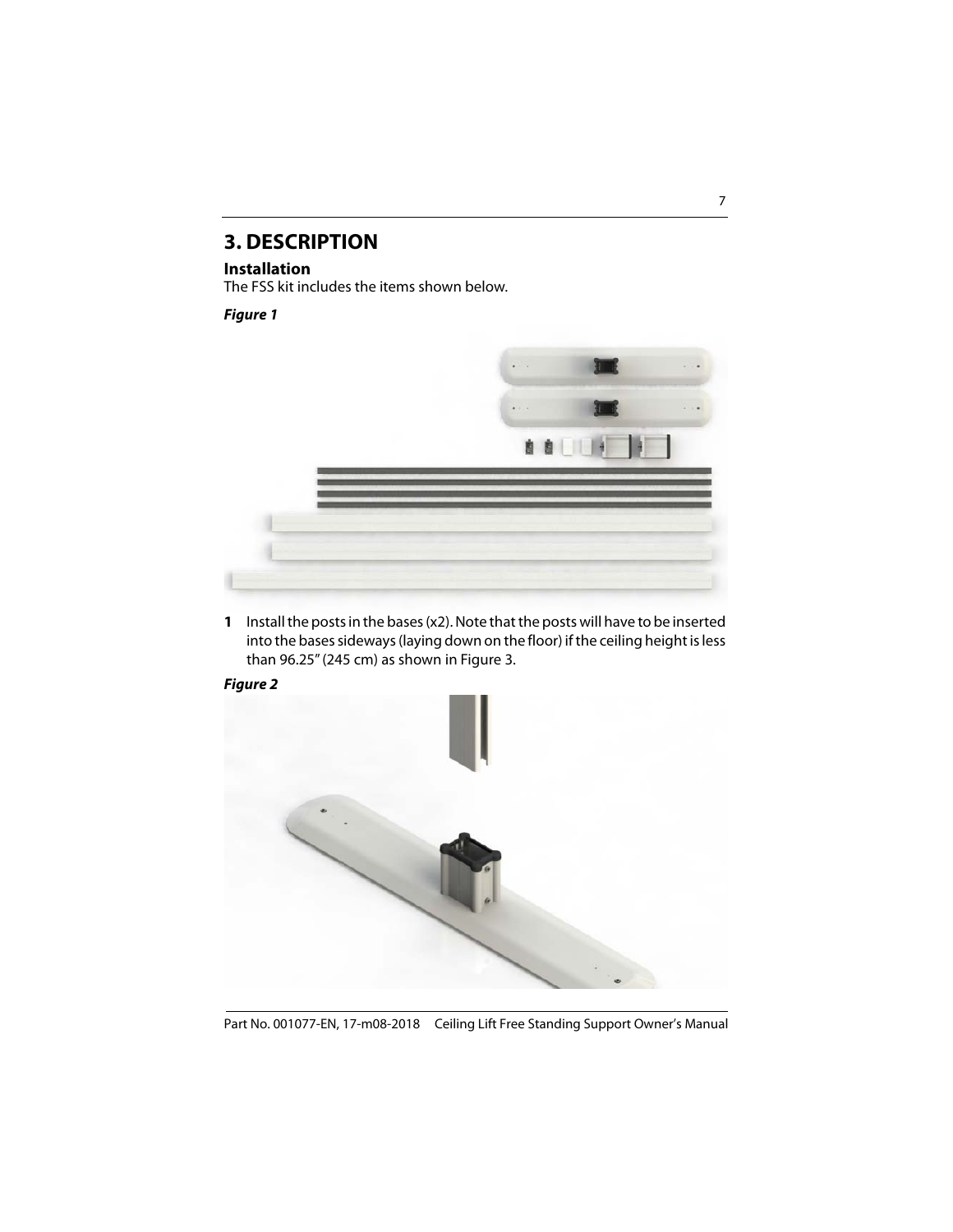# 3. DESCRIPTION

## Installation

The FSS kit includes the items shown below.

***Figure 1***

**1** Install the posts in the bases (x2). Note that the posts will have to be inserted into the bases sideways (laying down on the floor) if the ceiling height is less than 96.25" (245 cm) as shown in Figure 3.

***Figure 2***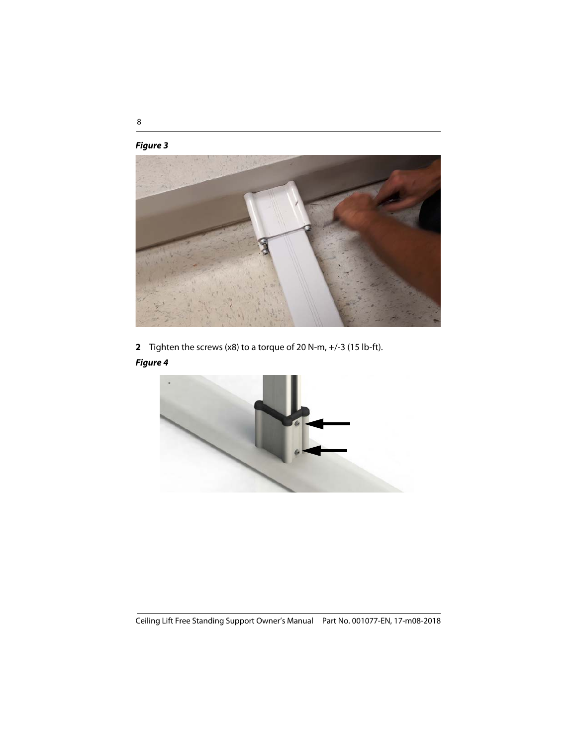***Figure 3***

**2** Tighten the screws (x8) to a torque of 20 N-m, +/-3 (15 lb-ft).

***Figure 4***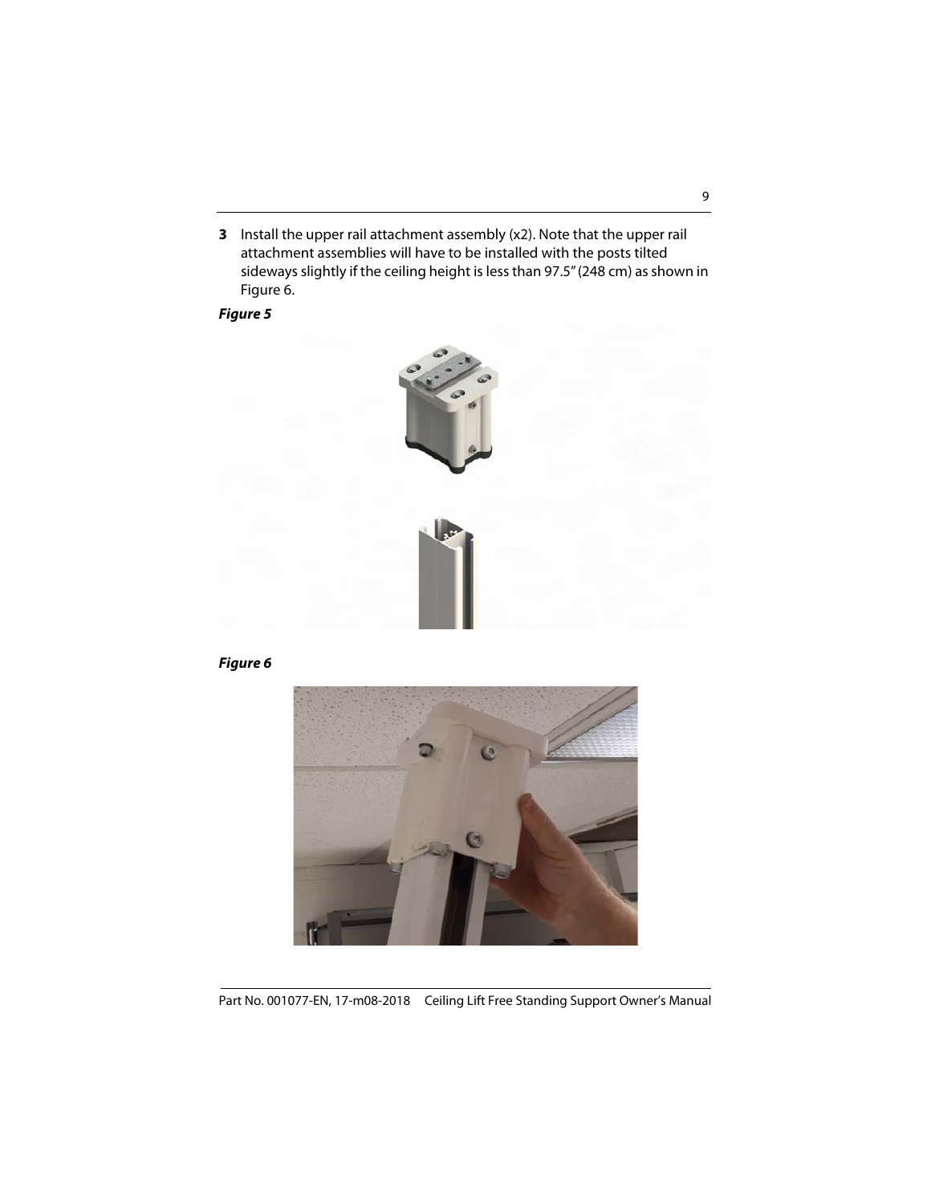3. Install the upper rail attachment assembly (x2). Note that the upper rail attachment assemblies will have to be installed with the posts tilted sideways slightly if the ceiling height is less than 97.5" (248 cm) as shown in Figure 6.

***Figure 5***

***Figure 6***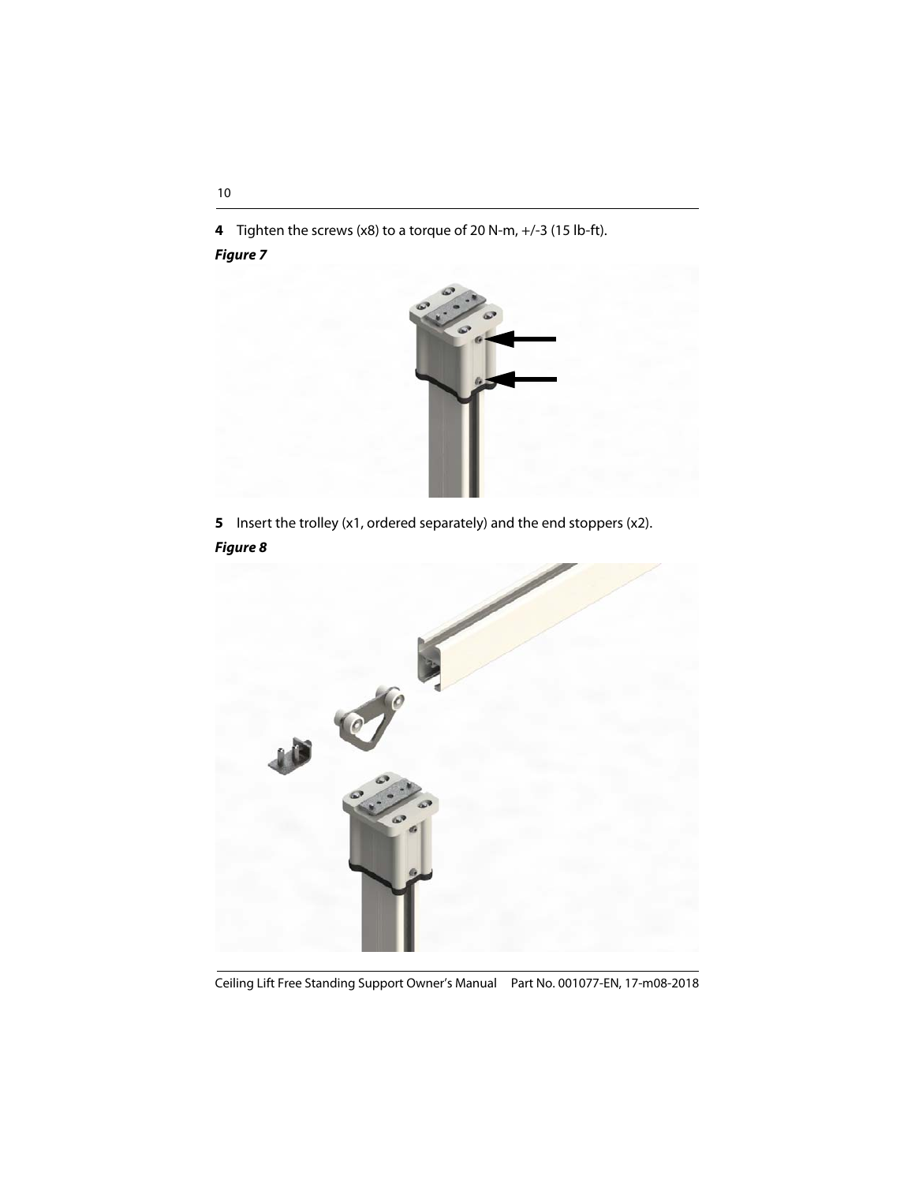**4** Tighten the screws (x8) to a torque of 20 N-m, +/-3 (15 lb-ft).

***Figure 7***

**5** Insert the trolley (x1, ordered separately) and the end stoppers (x2).

***Figure 8***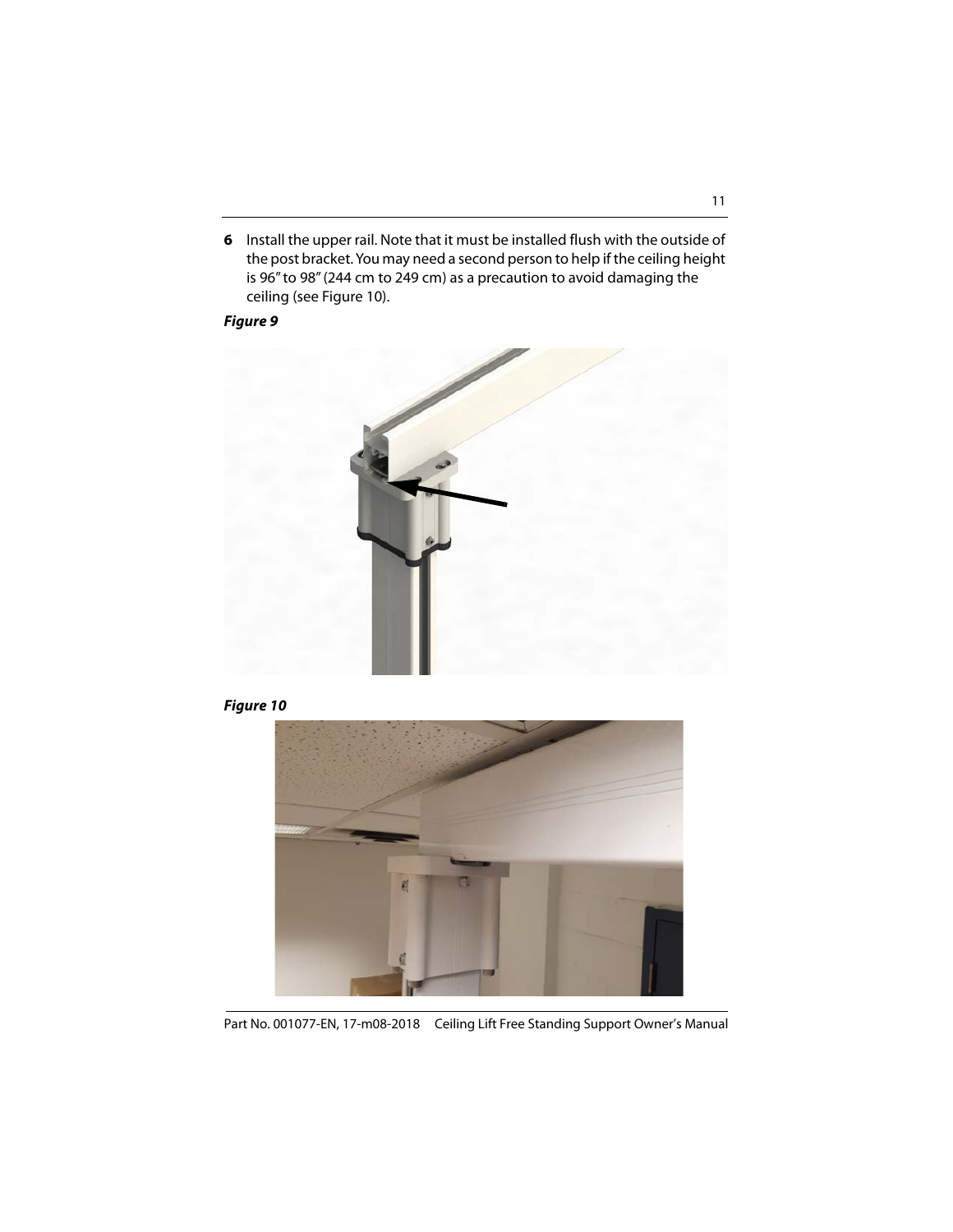6 Install the upper rail. Note that it must be installed flush with the outside of the post bracket. You may need a second person to help if the ceiling height is 96″ to 98″ (244 cm to 249 cm) as a precaution to avoid damaging the ceiling (see Figure 10).

***Figure 9***

***Figure 10***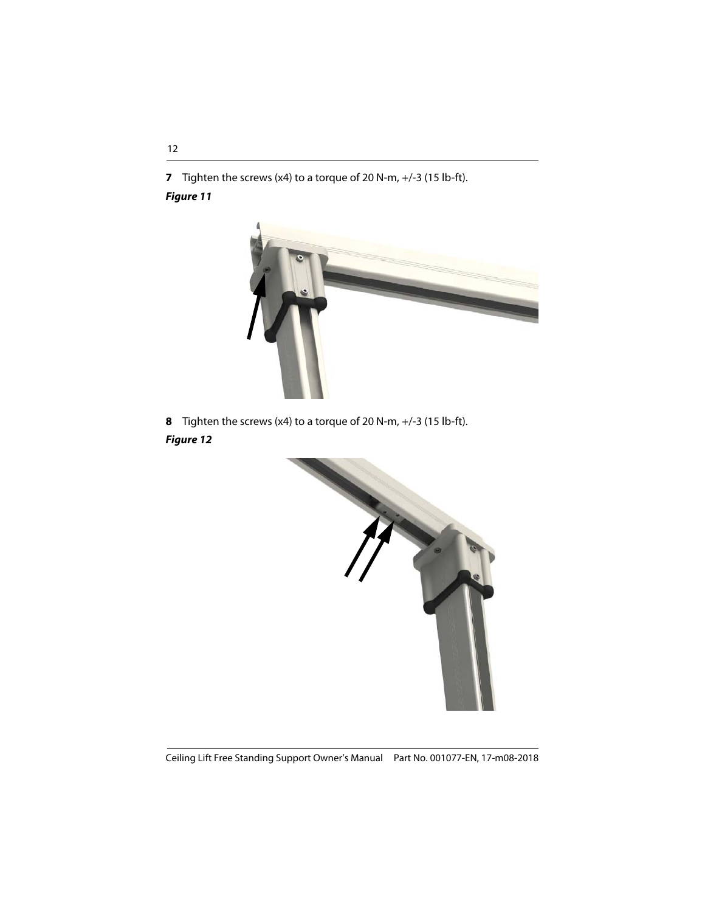**7** Tighten the screws (x4) to a torque of 20 N-m, +/-3 (15 lb-ft).

***Figure 11***

**8** Tighten the screws (x4) to a torque of 20 N-m, +/-3 (15 lb-ft).

***Figure 12***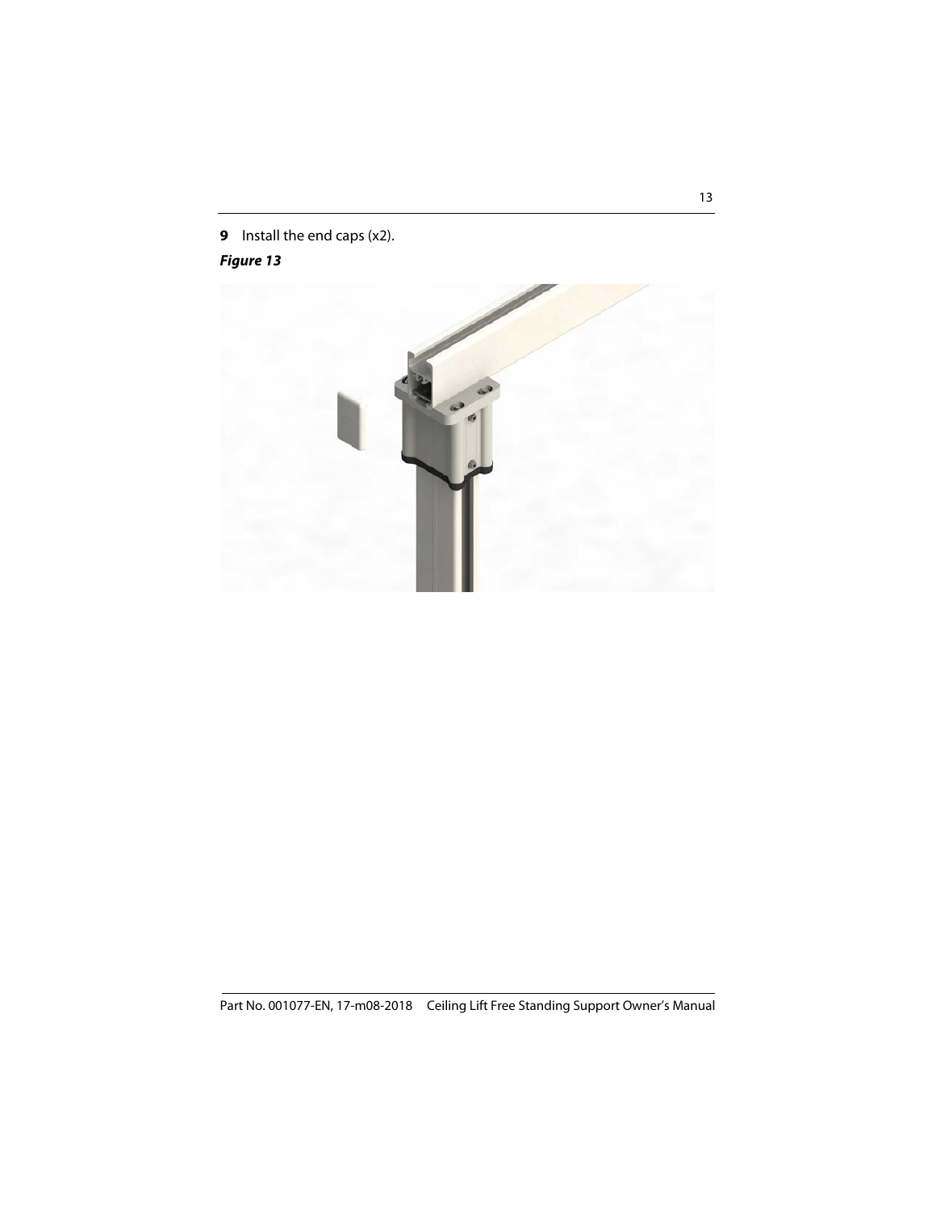**9** Install the end caps (x2).

***Figure 13***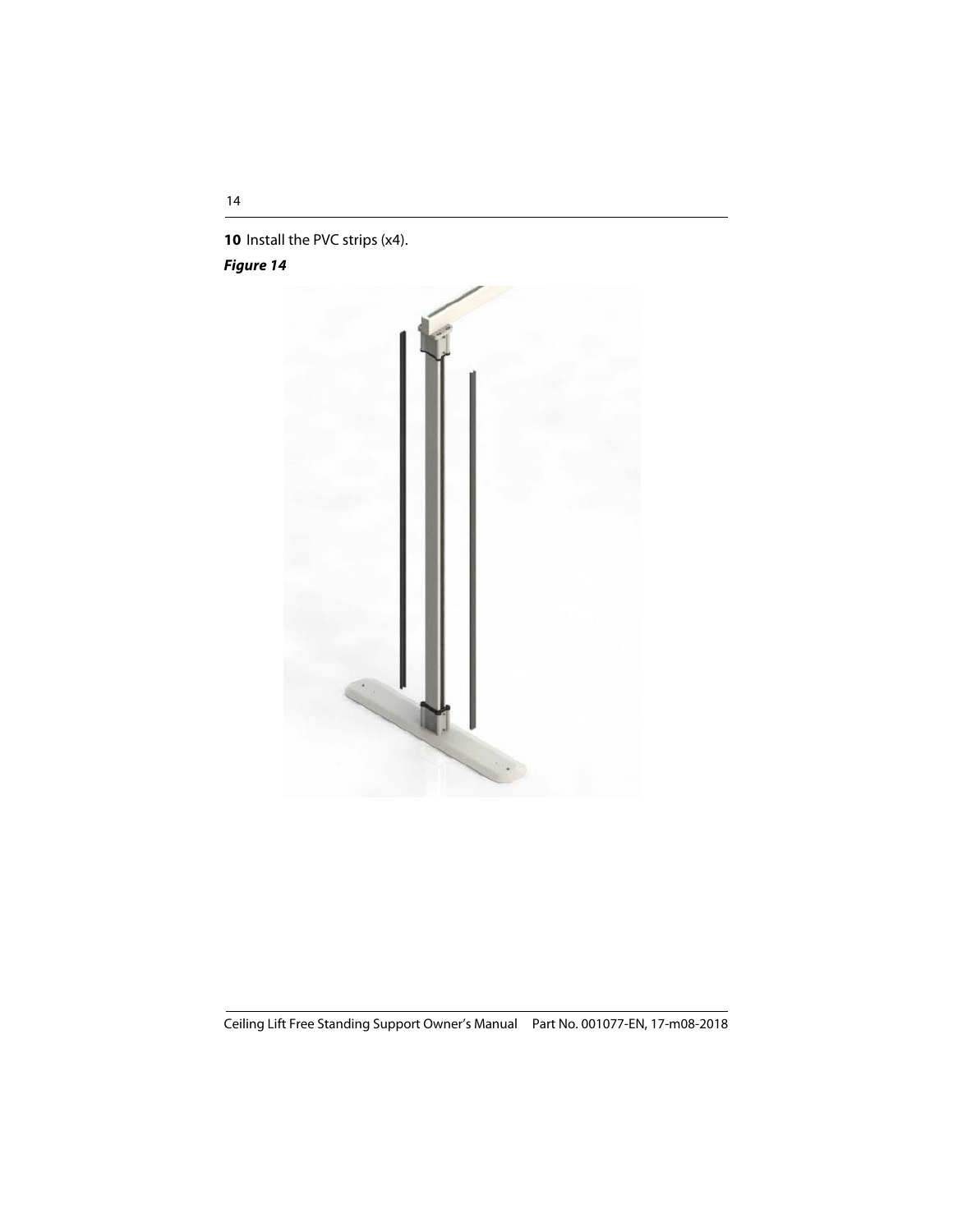**10** Install the PVC strips (x4).

***Figure 14***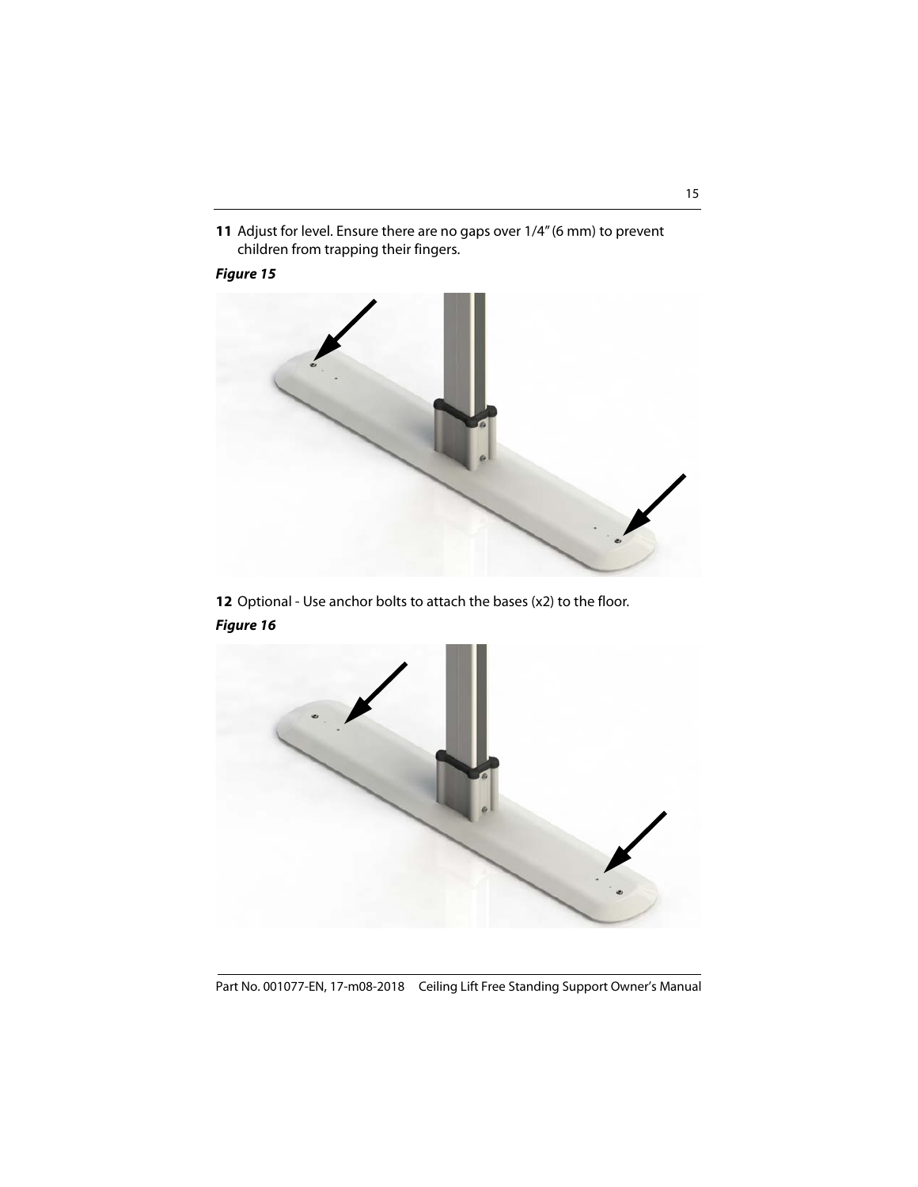11 Adjust for level. Ensure there are no gaps over 1/4" (6 mm) to prevent children from trapping their fingers.

***Figure 15***

12 Optional - Use anchor bolts to attach the bases (x2) to the floor.

***Figure 16***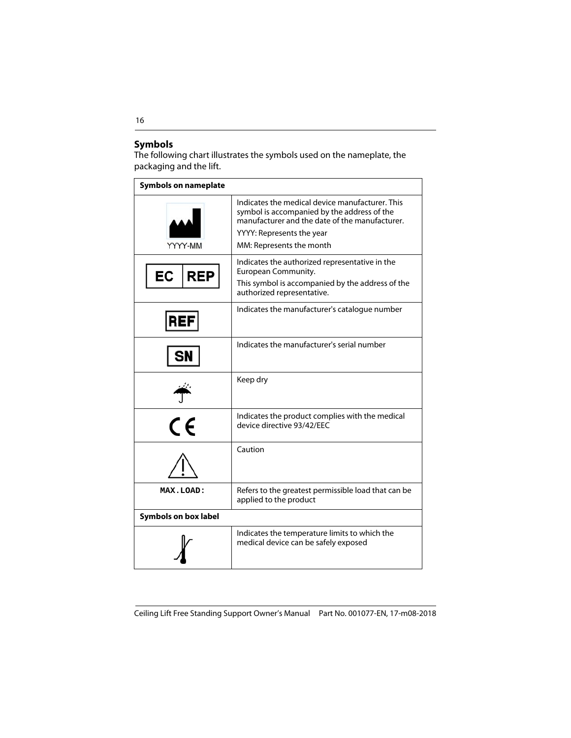## Symbols

The following chart illustrates the symbols used on the nameplate, the packaging and the lift.

| Symbols on nameplate | |
|---|---|
| YYYY-MM | Indicates the medical device manufacturer. This symbol is accompanied by the address of the manufacturer and the date of the manufacturer.<br>YYYY: Represents the year<br>MM: Represents the month |
| EC REP | Indicates the authorized representative in the European Community.<br>This symbol is accompanied by the address of the authorized representative. |
| REF | Indicates the manufacturer's catalogue number |
| SN | Indicates the manufacturer's serial number |
| | Keep dry |
| CE | Indicates the product complies with the medical device directive 93/42/EEC |
| | Caution |
| MAX.LOAD: | Refers to the greatest permissible load that can be applied to the product |
| **Symbols on box label** | |
| | Indicates the temperature limits to which the medical device can be safely exposed |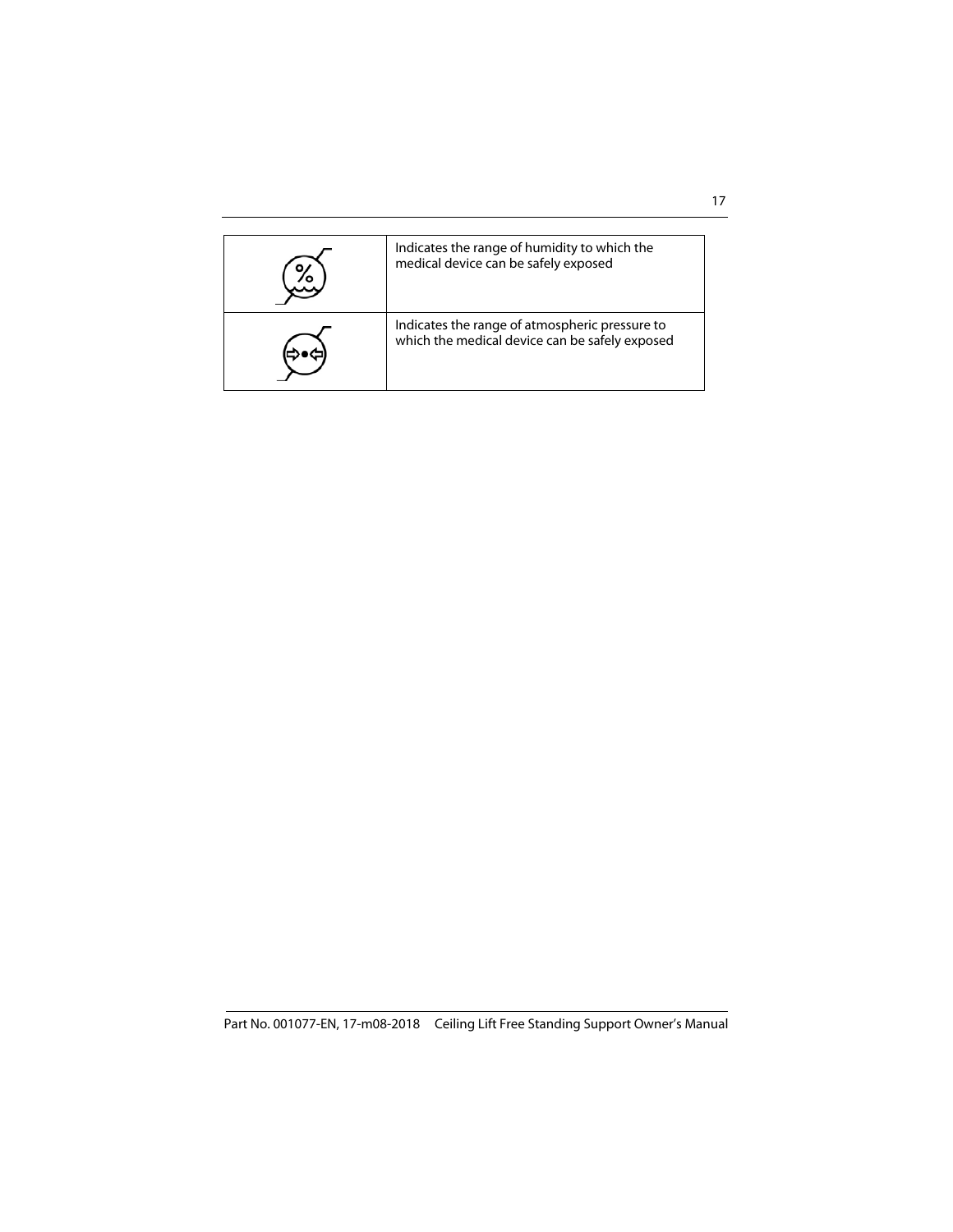| | |
|---|---|
| | Indicates the range of humidity to which the medical device can be safely exposed |
| | Indicates the range of atmospheric pressure to which the medical device can be safely exposed |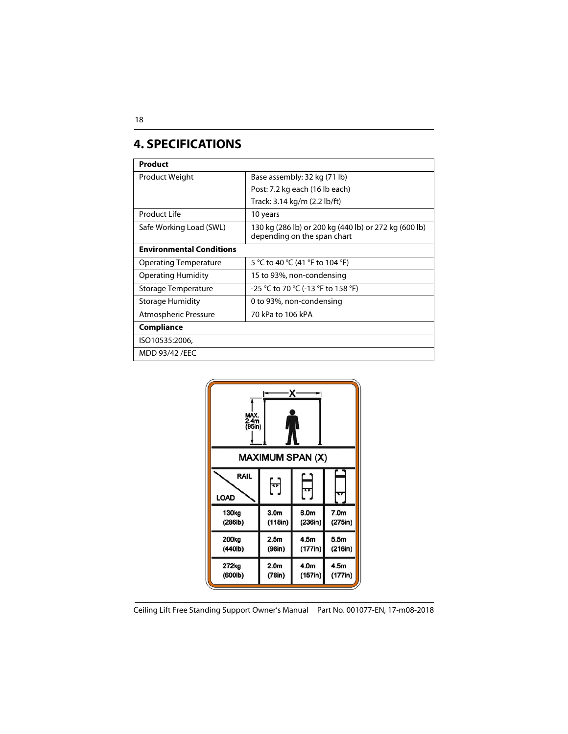# 4. SPECIFICATIONS

| Product | |
|---|---|
| Product Weight | Base assembly: 32 kg (71 lb)<br>Post: 7.2 kg each (16 lb each)<br>Track: 3.14 kg/m (2.2 lb/ft) |
| Product Life | 10 years |
| Safe Working Load (SWL) | 130 kg (286 lb) or 200 kg (440 lb) or 272 kg (600 lb) depending on the span chart |
| **Environmental Conditions** | |
| Operating Temperature | 5 °C to 40 °C (41 °F to 104 °F) |
| Operating Humidity | 15 to 93%, non-condensing |
| Storage Temperature | -25 °C to 70 °C (-13 °F to 158 °F) |
| Storage Humidity | 0 to 93%, non-condensing |
| Atmospheric Pressure | 70 kPa to 106 kPA |
| **Compliance** | |
| ISO10535:2006, | |
| MDD 93/42 /EEC | |

X

MAX. 2.4m (95in)

**MAXIMUM SPAN (X)**

| RAIL / LOAD | | | |
|---|---|---|---|
| 130kg (286lb) | 3.0m (118in) | 6.0m (236in) | 7.0m (275in) |
| 200kg (440lb) | 2.5m (98in) | 4.5m (177in) | 5.5m (216in) |
| 272kg (600lb) | 2.0m (78in) | 4.0m (157in) | 4.5m (177in) |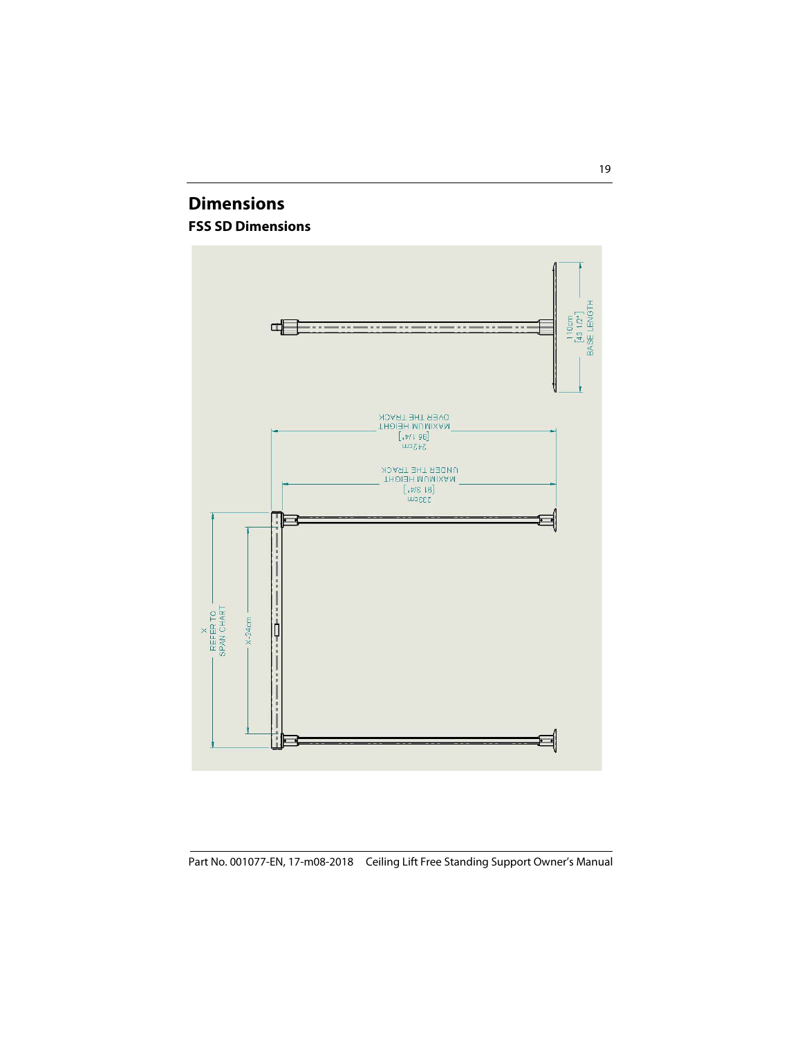# Dimensions

## FSS SD Dimensions

110cm
[43 1/2"]
BASE LENGTH

242cm
[95 1/4"]
MAXIMUM HEIGHT
OVER THE TRACK

236cm
[91 3/4"]
MAXIMUM HEIGHT
UNDER THE TRACK

X
REFER TO
SPAN CHART

X-24cm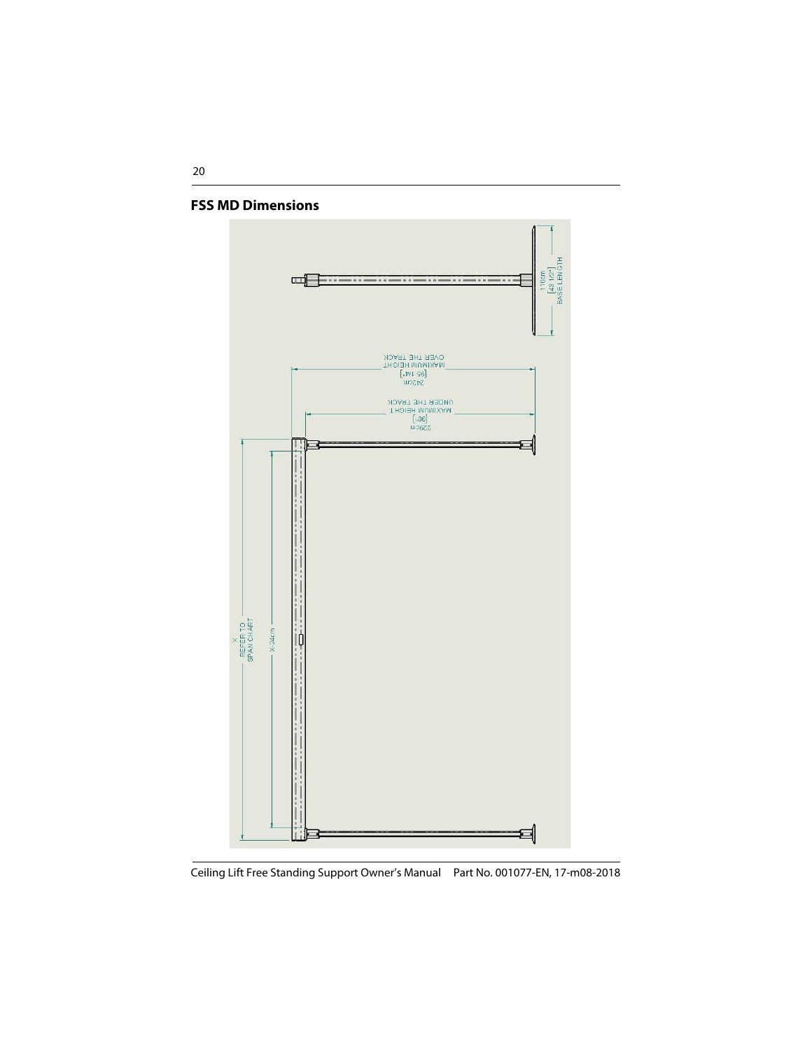## FSS MD Dimensions

110cm
[43 1/2"]
BASE LENGTH

242cm
[95 1/4"]
MAXIMUM HEIGHT
OVER THE TRACK

229cm
[90"]
MAXIMUM HEIGHT
UNDER THE TRACK

X
REFER TO
SPAN CHART

X-24cm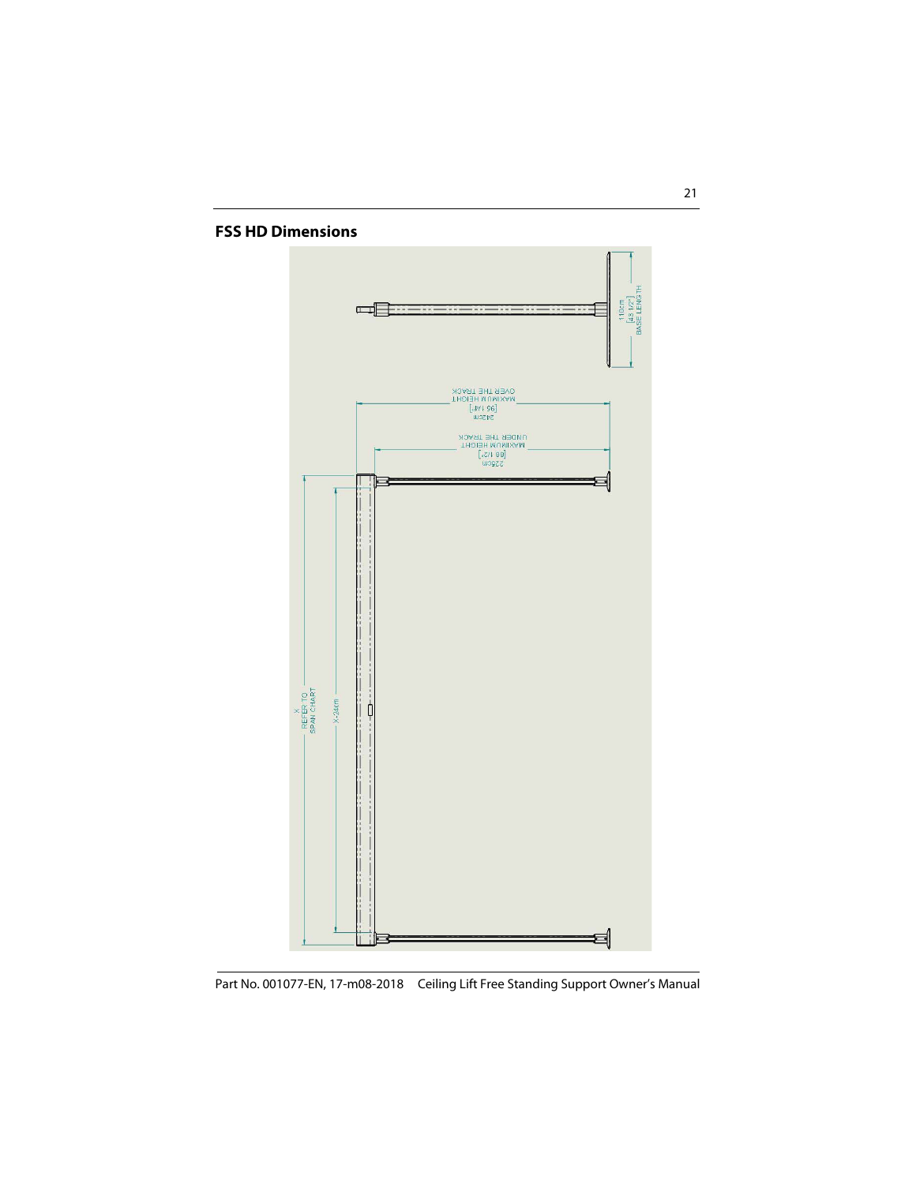## FSS HD Dimensions

110cm
[43 1/2"]
BASE LENGTH

243cm
[96 1/4"]
MAXIMUM HEIGHT
OVER THE TRACK

225cm
[88 1/2"]
MAXIMUM HEIGHT
UNDER THE TRACK

X
REFER TO
SPAN CHART

X-24cm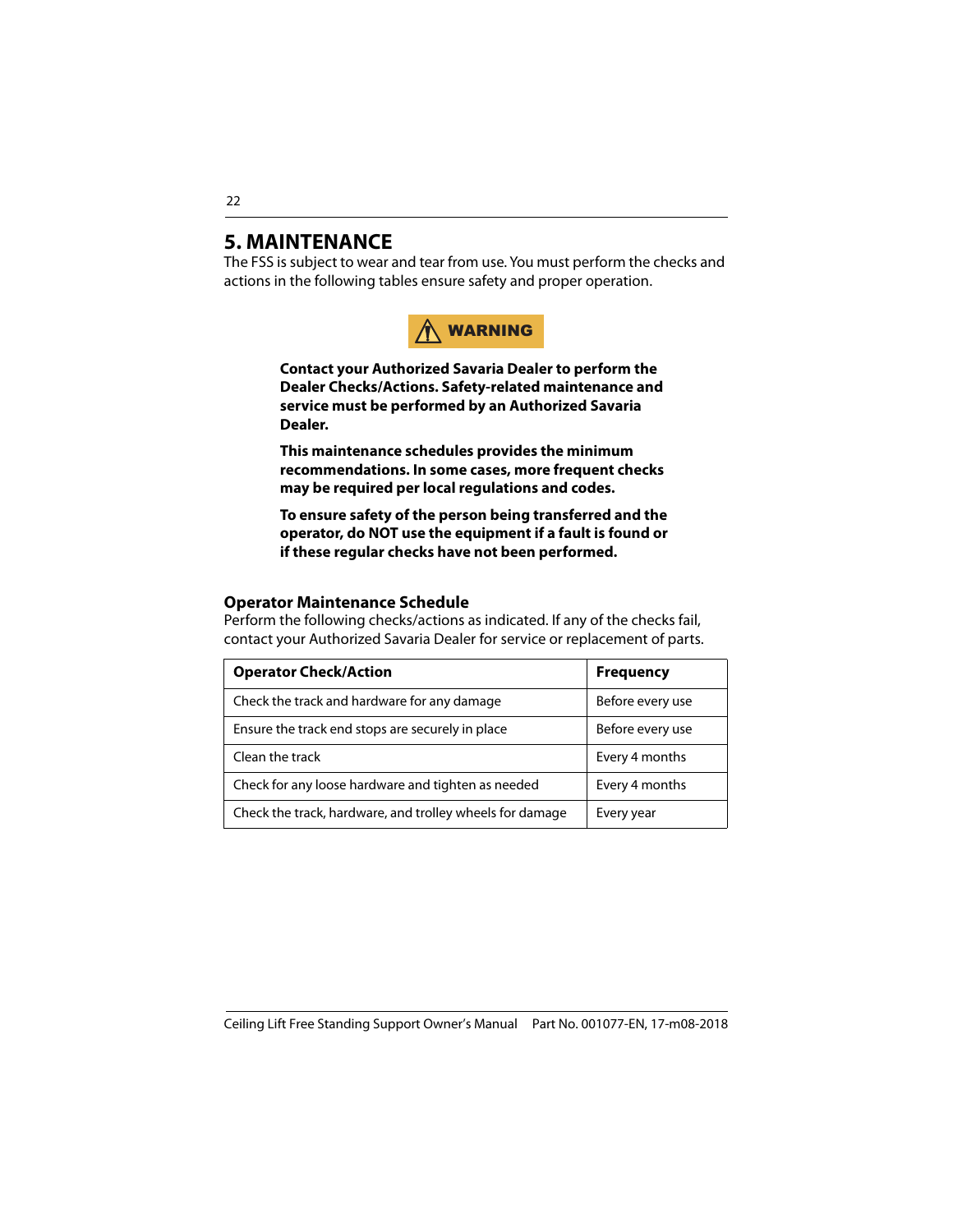# 5. MAINTENANCE

The FSS is subject to wear and tear from use. You must perform the checks and actions in the following tables ensure safety and proper operation.

**⚠ WARNING**

**Contact your Authorized Savaria Dealer to perform the Dealer Checks/Actions. Safety-related maintenance and service must be performed by an Authorized Savaria Dealer.**

**This maintenance schedules provides the minimum recommendations. In some cases, more frequent checks may be required per local regulations and codes.**

**To ensure safety of the person being transferred and the operator, do NOT use the equipment if a fault is found or if these regular checks have not been performed.**

### Operator Maintenance Schedule

Perform the following checks/actions as indicated. If any of the checks fail, contact your Authorized Savaria Dealer for service or replacement of parts.

| Operator Check/Action | Frequency |
|---|---|
| Check the track and hardware for any damage | Before every use |
| Ensure the track end stops are securely in place | Before every use |
| Clean the track | Every 4 months |
| Check for any loose hardware and tighten as needed | Every 4 months |
| Check the track, hardware, and trolley wheels for damage | Every year |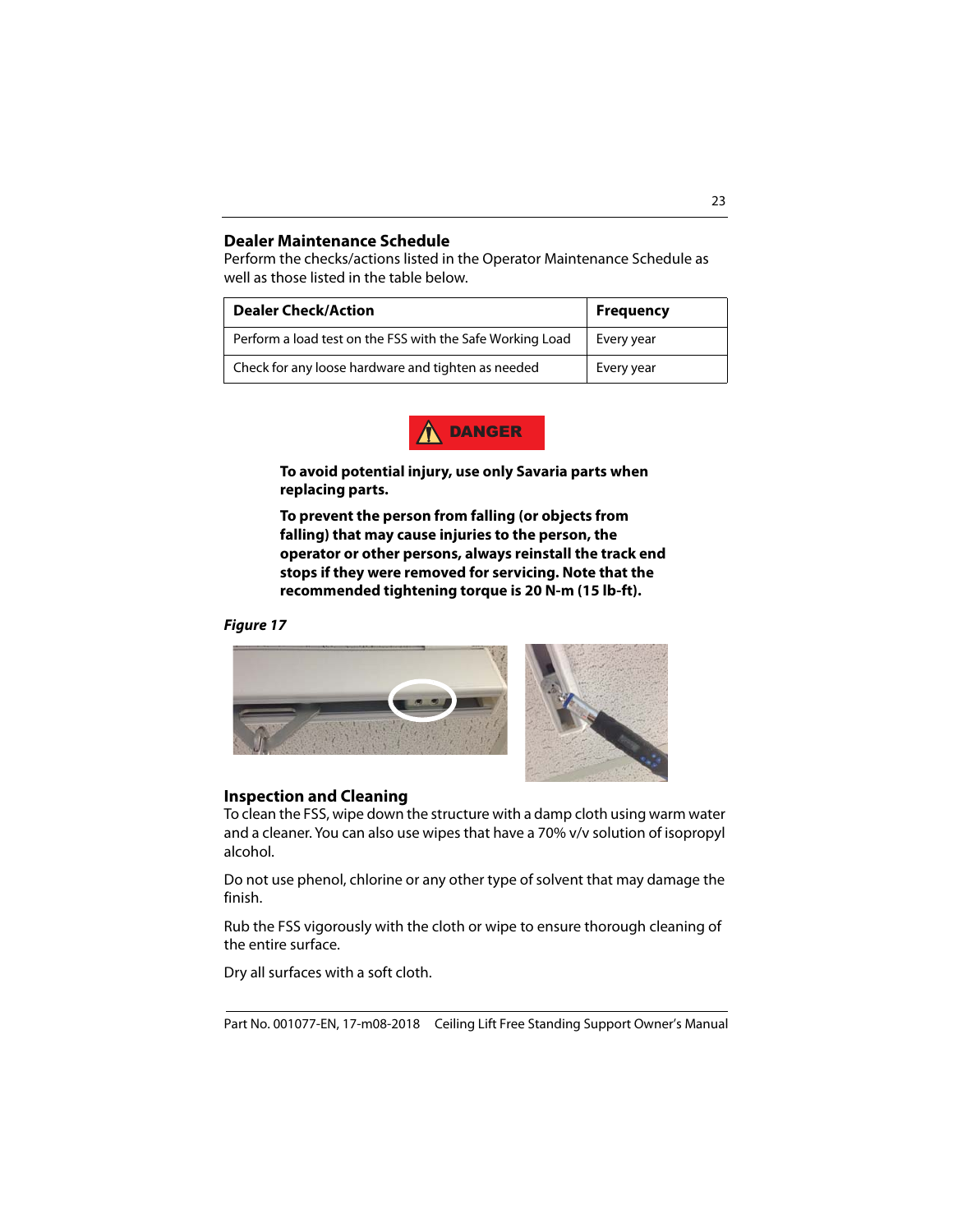## Dealer Maintenance Schedule

Perform the checks/actions listed in the Operator Maintenance Schedule as well as those listed in the table below.

| Dealer Check/Action | Frequency |
| --- | --- |
| Perform a load test on the FSS with the Safe Working Load | Every year |
| Check for any loose hardware and tighten as needed | Every year |

**DANGER**

**To avoid potential injury, use only Savaria parts when replacing parts.**

**To prevent the person from falling (or objects from falling) that may cause injuries to the person, the operator or other persons, always reinstall the track end stops if they were removed for servicing. Note that the recommended tightening torque is 20 N-m (15 lb-ft).**

***Figure 17***

## Inspection and Cleaning

To clean the FSS, wipe down the structure with a damp cloth using warm water and a cleaner. You can also use wipes that have a 70% v/v solution of isopropyl alcohol.

Do not use phenol, chlorine or any other type of solvent that may damage the finish.

Rub the FSS vigorously with the cloth or wipe to ensure thorough cleaning of the entire surface.

Dry all surfaces with a soft cloth.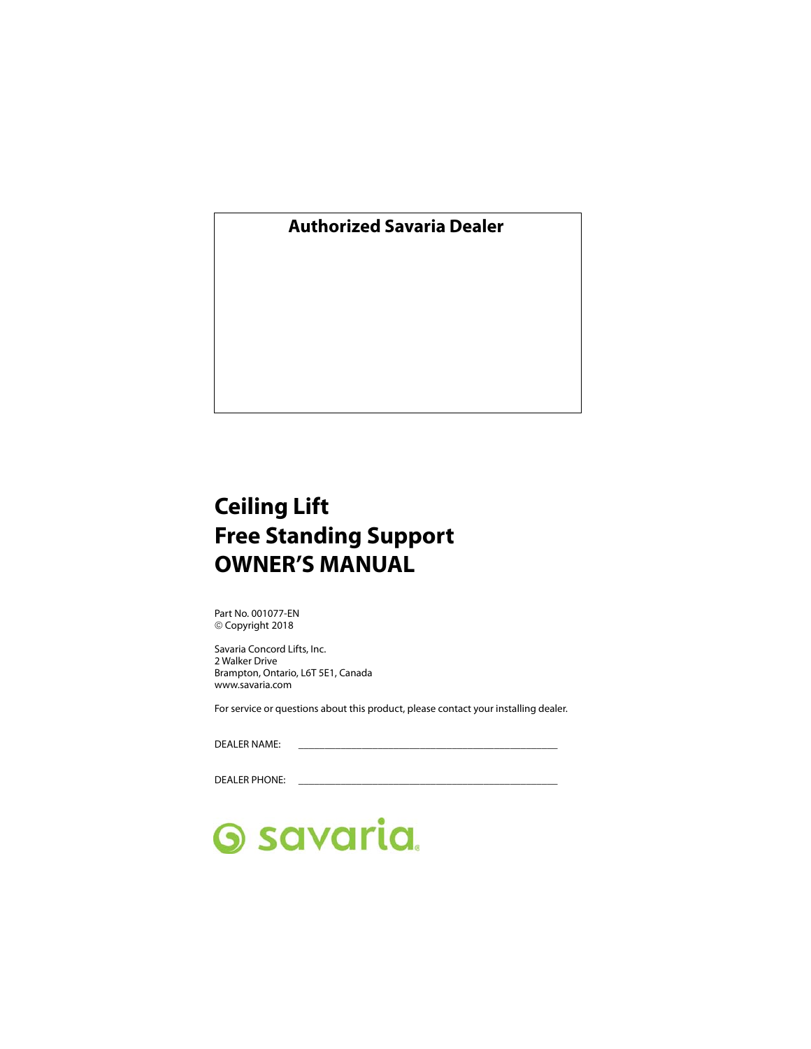**Authorized Savaria Dealer**

# Ceiling Lift
# Free Standing Support
# OWNER'S MANUAL

Part No. 001077-EN
© Copyright 2018

Savaria Concord Lifts, Inc.
2 Walker Drive
Brampton, Ontario, L6T 5E1, Canada
www.savaria.com

For service or questions about this product, please contact your installing dealer.

DEALER NAME: ______________________________________________

DEALER PHONE: ______________________________________________

savaria